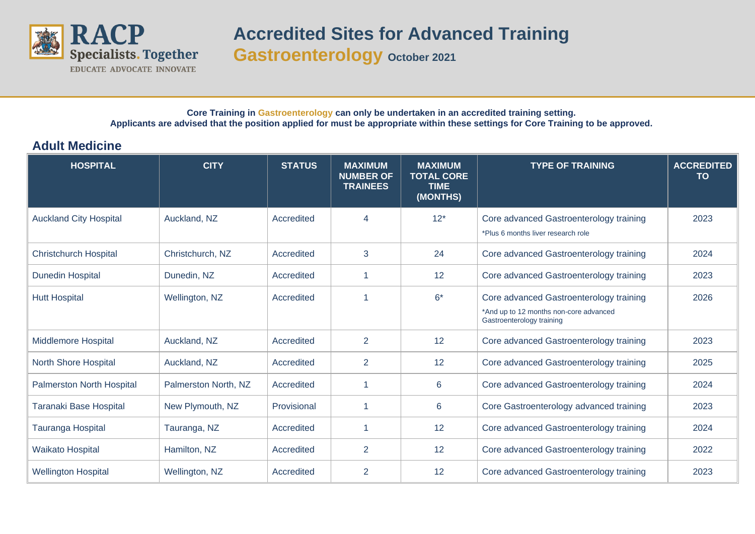RACP
Specialists. Together
EDUCATE ADVOCATE INNOVATE

# Accredited Sites for Advanced Training

## Gastroenterology October 2021

**Core Training in Gastroenterology can only be undertaken in an accredited training setting.**
**Applicants are advised that the position applied for must be appropriate within these settings for Core Training to be approved.**

### Adult Medicine

| HOSPITAL | CITY | STATUS | MAXIMUM NUMBER OF TRAINEES | MAXIMUM TOTAL CORE TIME (MONTHS) | TYPE OF TRAINING | ACCREDITED TO |
|---|---|---|---|---|---|---|
| Auckland City Hospital | Auckland, NZ | Accredited | 4 | 12* | Core advanced Gastroenterology training *Plus 6 months liver research role | 2023 |
| Christchurch Hospital | Christchurch, NZ | Accredited | 3 | 24 | Core advanced Gastroenterology training | 2024 |
| Dunedin Hospital | Dunedin, NZ | Accredited | 1 | 12 | Core advanced Gastroenterology training | 2023 |
| Hutt Hospital | Wellington, NZ | Accredited | 1 | 6* | Core advanced Gastroenterology training *And up to 12 months non-core advanced Gastroenterology training | 2026 |
| Middlemore Hospital | Auckland, NZ | Accredited | 2 | 12 | Core advanced Gastroenterology training | 2023 |
| North Shore Hospital | Auckland, NZ | Accredited | 2 | 12 | Core advanced Gastroenterology training | 2025 |
| Palmerston North Hospital | Palmerston North, NZ | Accredited | 1 | 6 | Core advanced Gastroenterology training | 2024 |
| Taranaki Base Hospital | New Plymouth, NZ | Provisional | 1 | 6 | Core Gastroenterology advanced training | 2023 |
| Tauranga Hospital | Tauranga, NZ | Accredited | 1 | 12 | Core advanced Gastroenterology training | 2024 |
| Waikato Hospital | Hamilton, NZ | Accredited | 2 | 12 | Core advanced Gastroenterology training | 2022 |
| Wellington Hospital | Wellington, NZ | Accredited | 2 | 12 | Core advanced Gastroenterology training | 2023 |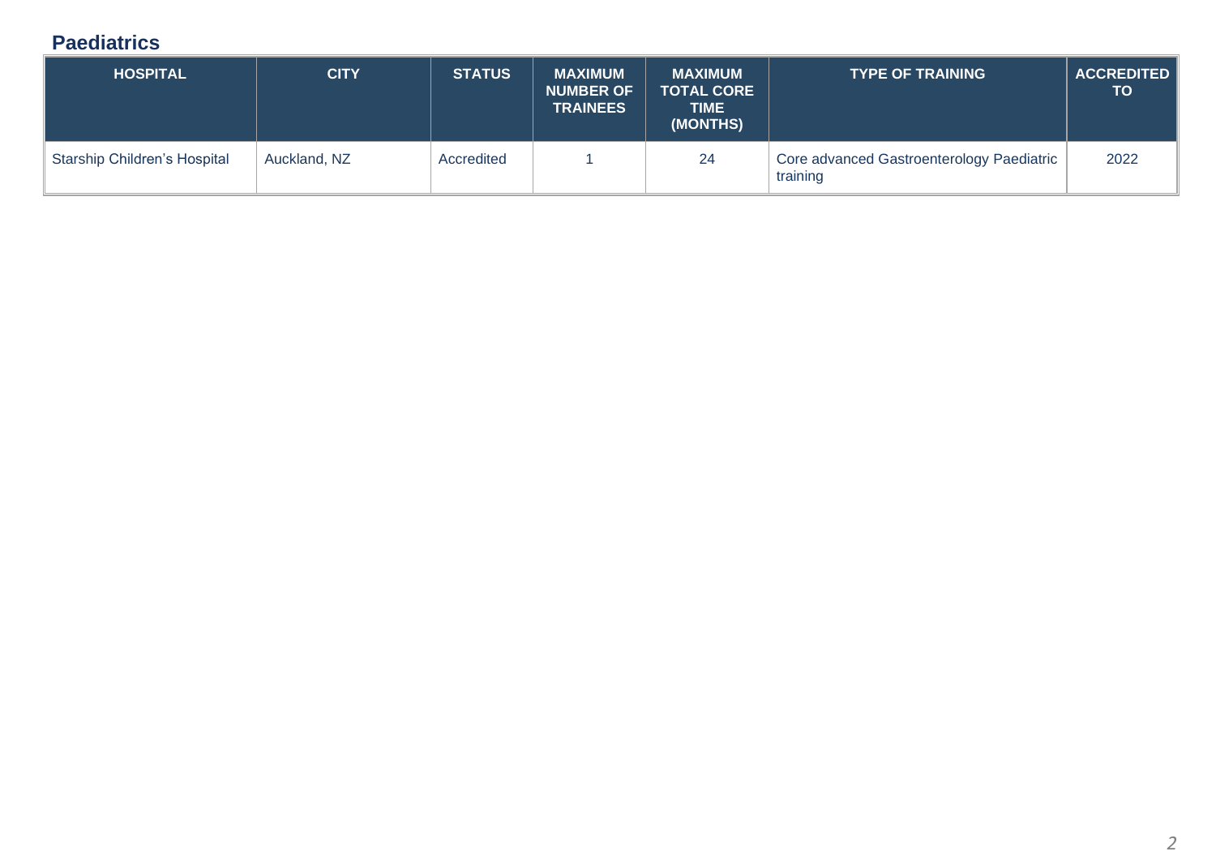## Paediatrics

| HOSPITAL | CITY | STATUS | MAXIMUM NUMBER OF TRAINEES | MAXIMUM TOTAL CORE TIME (MONTHS) | TYPE OF TRAINING | ACCREDITED TO |
|---|---|---|---|---|---|---|
| Starship Children's Hospital | Auckland, NZ | Accredited | 1 | 24 | Core advanced Gastroenterology Paediatric training | 2022 |